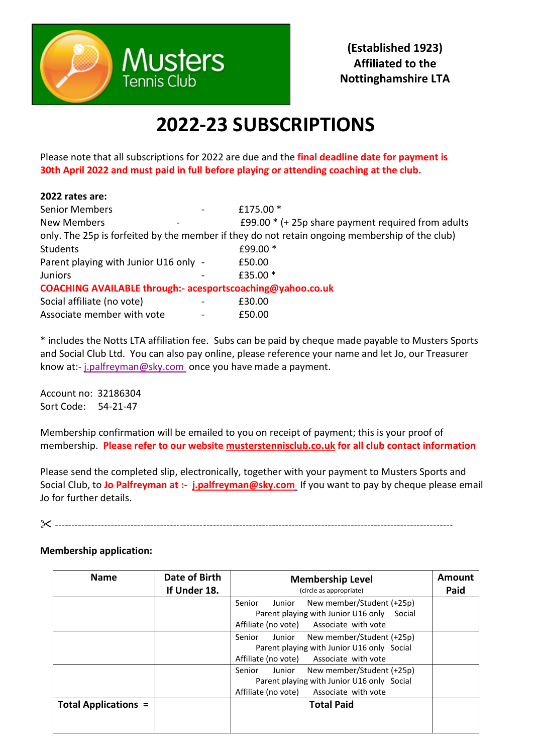Musters Tennis Club

**(Established 1923)**
**Affiliated to the Nottinghamshire LTA**

# 2022-23 SUBSCRIPTIONS

Please note that all subscriptions for 2022 are due and the **final deadline date for payment is 30th April 2022 and must paid in full before playing or attending coaching at the club.**

**2022 rates are:**

Senior Members - £175.00 *
New Members - £99.00 * (+ 25p share payment required from adults only. The 25p is forfeited by the member if they do not retain ongoing membership of the club)
Students £99.00 *
Parent playing with Junior U16 only - £50.00
Juniors - £35.00 *
**COACHING AVAILABLE through:- acesportscoaching@yahoo.co.uk**
Social affiliate (no vote) - £30.00
Associate member with vote - £50.00

* includes the Notts LTA affiliation fee. Subs can be paid by cheque made payable to Musters Sports and Social Club Ltd. You can also pay online, please reference your name and let Jo, our Treasurer know at:- j.palfreyman@sky.com once you have made a payment.

Account no: 32186304
Sort Code: 54-21-47

Membership confirmation will be emailed to you on receipt of payment; this is your proof of membership. **Please refer to our website musterstennisclub.co.uk for all club contact information**

Please send the completed slip, electronically, together with your payment to Musters Sports and Social Club, to **Jo Palfreyman at :- j.palfreyman@sky.com** If you want to pay by cheque please email Jo for further details.

✂ ---------------------------------------------------------------------------------------------------------------

**Membership application:**

| Name | Date of Birth If Under 18. | Membership Level (circle as appropriate) | Amount Paid |
|---|---|---|---|
| | | Senior Junior New member/Student (+25p) Parent playing with Junior U16 only Social Affiliate (no vote) Associate with vote | |
| | | Senior Junior New member/Student (+25p) Parent playing with Junior U16 only Social Affiliate (no vote) Associate with vote | |
| | | Senior Junior New member/Student (+25p) Parent playing with Junior U16 only Social Affiliate (no vote) Associate with vote | |
| **Total Applications =** | | **Total Paid** | |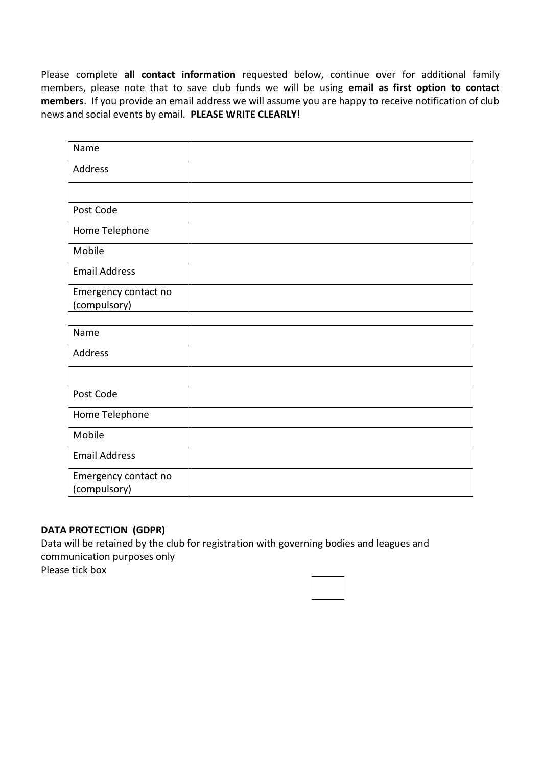Please complete **all contact information** requested below, continue over for additional family members, please note that to save club funds we will be using **email as first option to contact members**. If you provide an email address we will assume you are happy to receive notification of club news and social events by email. **PLEASE WRITE CLEARLY**!

| | |
|---|---|
| Name | |
| Address | |
| | |
| Post Code | |
| Home Telephone | |
| Mobile | |
| Email Address | |
| Emergency contact no (compulsory) | |

| | |
|---|---|
| Name | |
| Address | |
| | |
| Post Code | |
| Home Telephone | |
| Mobile | |
| Email Address | |
| Emergency contact no (compulsory) | |

**DATA PROTECTION (GDPR)**

Data will be retained by the club for registration with governing bodies and leagues and communication purposes only

Please tick box ☐